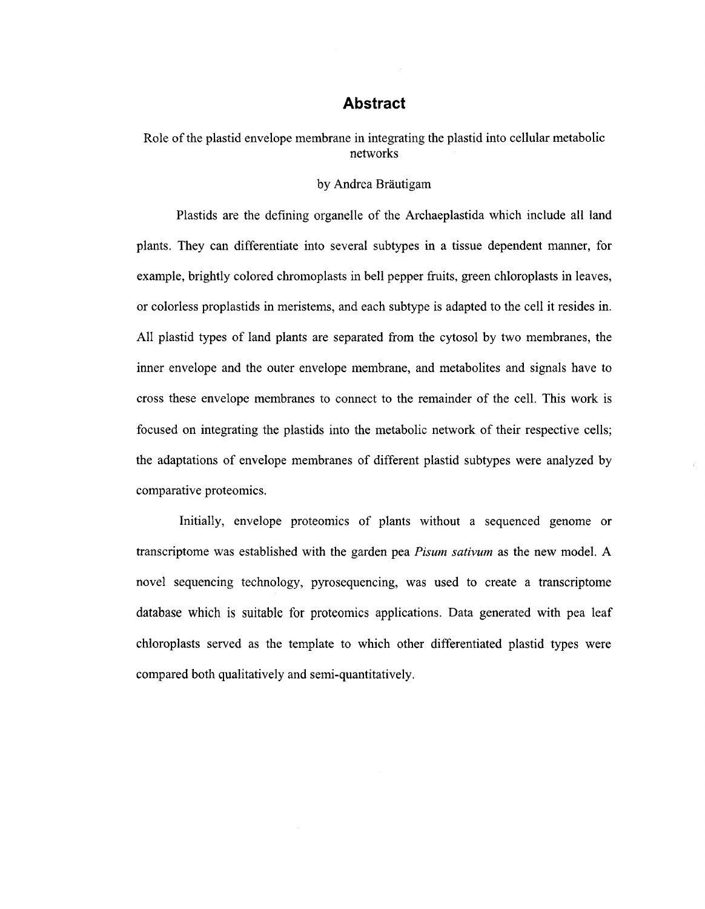# Abstract

Role of the plastid envelope membrane in integrating the plastid into cellular metabolic networks

by Andrea Bräutigam

Plastids are the defining organelle of the Archaeplastida which include all land plants. They can differentiate into several subtypes in a tissue dependent manner, for example, brightly colored chromoplasts in bell pepper fruits, green chloroplasts in leaves, or colorless proplastids in meristems, and each subtype is adapted to the cell it resides in. All plastid types of land plants are separated from the cytosol by two membranes, the inner envelope and the outer envelope membrane, and metabolites and signals have to cross these envelope membranes to connect to the remainder of the cell. This work is focused on integrating the plastids into the metabolic network of their respective cells; the adaptations of envelope membranes of different plastid subtypes were analyzed by comparative proteomics.

Initially, envelope proteomics of plants without a sequenced genome or transcriptome was established with the garden pea *Pisum sativum* as the new model. A novel sequencing technology, pyrosequencing, was used to create a transcriptome database which is suitable for proteomics applications. Data generated with pea leaf chloroplasts served as the template to which other differentiated plastid types were compared both qualitatively and semi-quantitatively.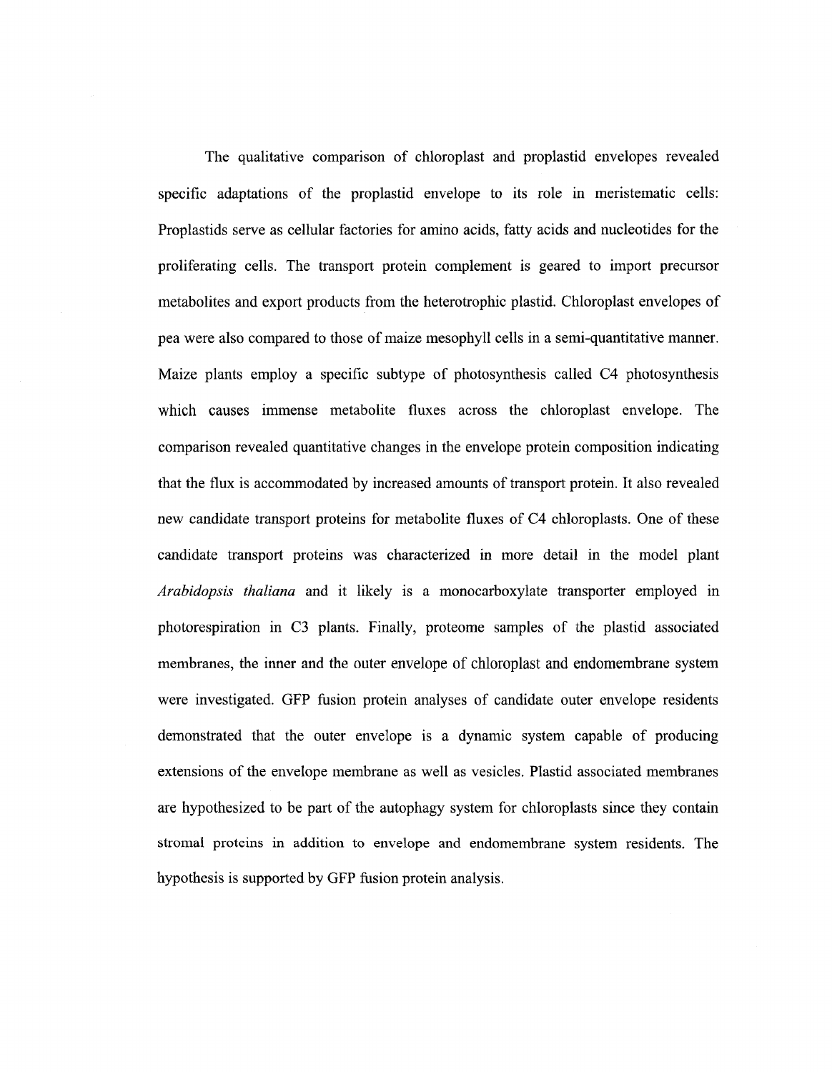The qualitative comparison of chloroplast and proplastid envelopes revealed specific adaptations of the proplastid envelope to its role in meristematic cells: Proplastids serve as cellular factories for amino acids, fatty acids and nucleotides for the proliferating cells. The transport protein complement is geared to import precursor metabolites and export products from the heterotrophic plastid. Chloroplast envelopes of pea were also compared to those of maize mesophyll cells in a semi-quantitative manner. Maize plants employ a specific subtype of photosynthesis called C4 photosynthesis which causes immense metabolite fluxes across the chloroplast envelope. The comparison revealed quantitative changes in the envelope protein composition indicating that the flux is accommodated by increased amounts of transport protein. It also revealed new candidate transport proteins for metabolite fluxes of C4 chloroplasts. One of these candidate transport proteins was characterized in more detail in the model plant *Arabidopsis thaliana* and it likely is a monocarboxylate transporter employed in photorespiration in C3 plants. Finally, proteome samples of the plastid associated membranes, the inner and the outer envelope of chloroplast and endomembrane system were investigated. GFP fusion protein analyses of candidate outer envelope residents demonstrated that the outer envelope is a dynamic system capable of producing extensions of the envelope membrane as well as vesicles. Plastid associated membranes are hypothesized to be part of the autophagy system for chloroplasts since they contain stromal proteins in addition to envelope and endomembrane system residents. The hypothesis is supported by GFP fusion protein analysis.